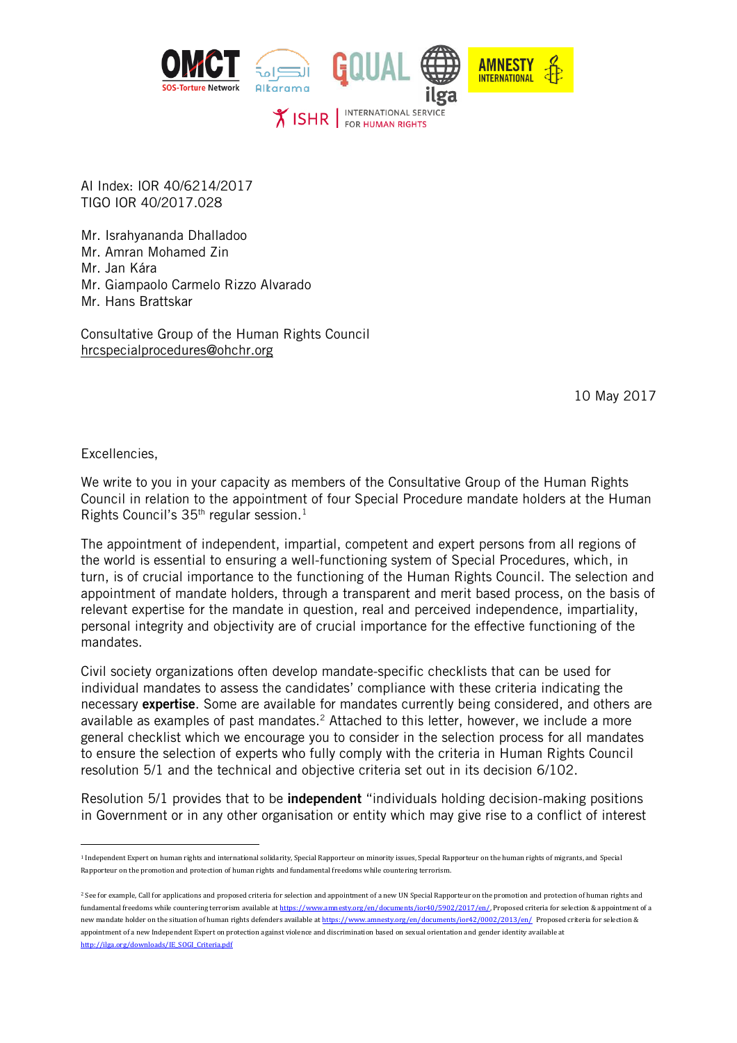AI Index: IOR 40/6214/2017
TIGO IOR 40/2017.028

Mr. Israhyananda Dhalladoo
Mr. Amran Mohamed Zin
Mr. Jan Kára
Mr. Giampaolo Carmelo Rizzo Alvarado
Mr. Hans Brattskar

Consultative Group of the Human Rights Council
hrcspecialprocedures@ohchr.org

10 May 2017

Excellencies,

We write to you in your capacity as members of the Consultative Group of the Human Rights Council in relation to the appointment of four Special Procedure mandate holders at the Human Rights Council's 35th regular session.[1]

The appointment of independent, impartial, competent and expert persons from all regions of the world is essential to ensuring a well-functioning system of Special Procedures, which, in turn, is of crucial importance to the functioning of the Human Rights Council. The selection and appointment of mandate holders, through a transparent and merit based process, on the basis of relevant expertise for the mandate in question, real and perceived independence, impartiality, personal integrity and objectivity are of crucial importance for the effective functioning of the mandates.

Civil society organizations often develop mandate-specific checklists that can be used for individual mandates to assess the candidates' compliance with these criteria indicating the necessary **expertise**. Some are available for mandates currently being considered, and others are available as examples of past mandates.[2] Attached to this letter, however, we include a more general checklist which we encourage you to consider in the selection process for all mandates to ensure the selection of experts who fully comply with the criteria in Human Rights Council resolution 5/1 and the technical and objective criteria set out in its decision 6/102.

Resolution 5/1 provides that to be **independent** "individuals holding decision-making positions in Government or in any other organisation or entity which may give rise to a conflict of interest

---

[1] Independent Expert on human rights and international solidarity, Special Rapporteur on minority issues, Special Rapporteur on the human rights of migrants, and Special Rapporteur on the promotion and protection of human rights and fundamental freedoms while countering terrorism.

[2] See for example, Call for applications and proposed criteria for selection and appointment of a new UN Special Rapporteur on the promotion and protection of human rights and fundamental freedoms while countering terrorism available at https://www.amnesty.org/en/documents/ior40/5902/2017/en/, Proposed criteria for selection & appointment of a new mandate holder on the situation of human rights defenders available at https://www.amnesty.org/en/documents/ior42/0002/2013/en/ Proposed criteria for selection & appointment of a new Independent Expert on protection against violence and discrimination based on sexual orientation and gender identity available at http://ilga.org/downloads/IE_SOGI_Criteria.pdf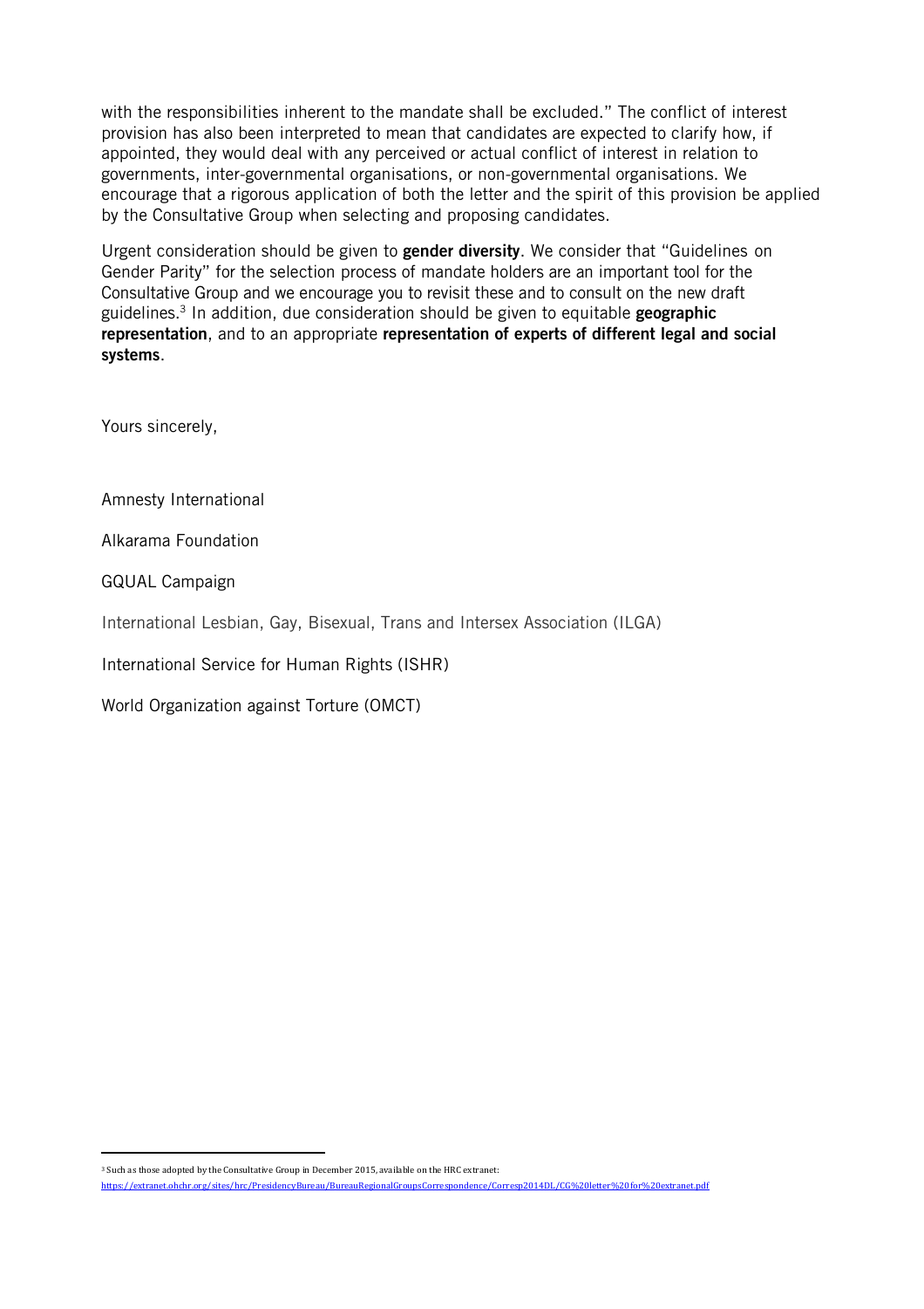with the responsibilities inherent to the mandate shall be excluded." The conflict of interest provision has also been interpreted to mean that candidates are expected to clarify how, if appointed, they would deal with any perceived or actual conflict of interest in relation to governments, inter-governmental organisations, or non-governmental organisations. We encourage that a rigorous application of both the letter and the spirit of this provision be applied by the Consultative Group when selecting and proposing candidates.

Urgent consideration should be given to **gender diversity**. We consider that "Guidelines on Gender Parity" for the selection process of mandate holders are an important tool for the Consultative Group and we encourage you to revisit these and to consult on the new draft guidelines.[3] In addition, due consideration should be given to equitable **geographic representation**, and to an appropriate **representation of experts of different legal and social systems**.

Yours sincerely,

Amnesty International

Alkarama Foundation

GQUAL Campaign

International Lesbian, Gay, Bisexual, Trans and Intersex Association (ILGA)

International Service for Human Rights (ISHR)

World Organization against Torture (OMCT)

---

[3] Such as those adopted by the Consultative Group in December 2015, available on the HRC extranet: https://extranet.ohchr.org/sites/hrc/PresidencyBureau/BureauRegionalGroupsCorrespondence/Corresp2014DL/CG%20letter%20for%20extranet.pdf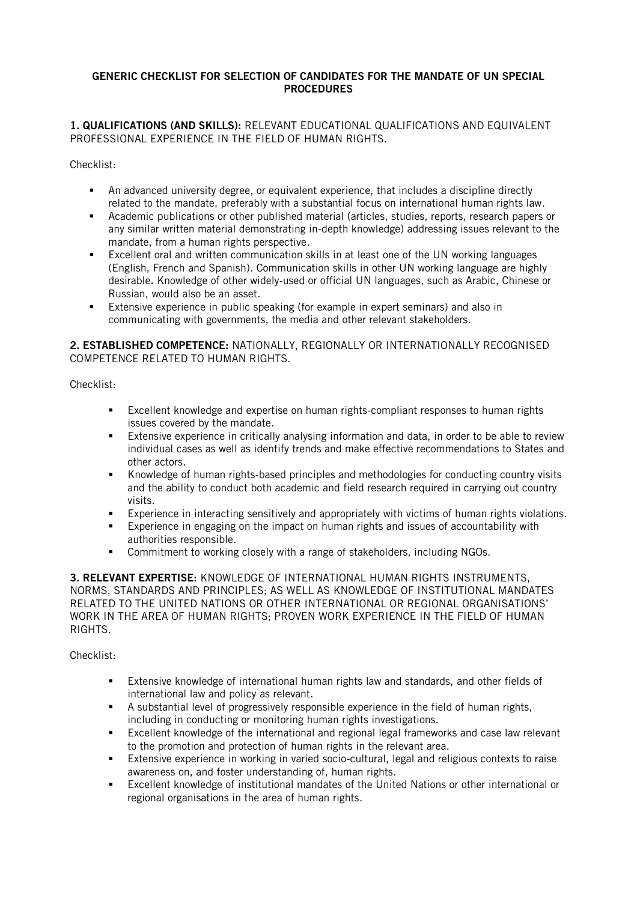# GENERIC CHECKLIST FOR SELECTION OF CANDIDATES FOR THE MANDATE OF UN SPECIAL PROCEDURES

**1. QUALIFICATIONS (AND SKILLS):** RELEVANT EDUCATIONAL QUALIFICATIONS AND EQUIVALENT PROFESSIONAL EXPERIENCE IN THE FIELD OF HUMAN RIGHTS.

Checklist:

- An advanced university degree, or equivalent experience, that includes a discipline directly related to the mandate, preferably with a substantial focus on international human rights law.
- Academic publications or other published material (articles, studies, reports, research papers or any similar written material demonstrating in-depth knowledge) addressing issues relevant to the mandate, from a human rights perspective.
- Excellent oral and written communication skills in at least one of the UN working languages (English, French and Spanish). Communication skills in other UN working language are highly desirable**.** Knowledge of other widely-used or official UN languages, such as Arabic, Chinese or Russian, would also be an asset.
- Extensive experience in public speaking (for example in expert seminars) and also in communicating with governments, the media and other relevant stakeholders.

**2. ESTABLISHED COMPETENCE:** NATIONALLY, REGIONALLY OR INTERNATIONALLY RECOGNISED COMPETENCE RELATED TO HUMAN RIGHTS.

Checklist:

- Excellent knowledge and expertise on human rights-compliant responses to human rights issues covered by the mandate.
- Extensive experience in critically analysing information and data, in order to be able to review individual cases as well as identify trends and make effective recommendations to States and other actors.
- Knowledge of human rights-based principles and methodologies for conducting country visits and the ability to conduct both academic and field research required in carrying out country visits.
- Experience in interacting sensitively and appropriately with victims of human rights violations.
- Experience in engaging on the impact on human rights and issues of accountability with authorities responsible.
- Commitment to working closely with a range of stakeholders, including NGOs.

**3. RELEVANT EXPERTISE:** KNOWLEDGE OF INTERNATIONAL HUMAN RIGHTS INSTRUMENTS, NORMS, STANDARDS AND PRINCIPLES; AS WELL AS KNOWLEDGE OF INSTITUTIONAL MANDATES RELATED TO THE UNITED NATIONS OR OTHER INTERNATIONAL OR REGIONAL ORGANISATIONS' WORK IN THE AREA OF HUMAN RIGHTS; PROVEN WORK EXPERIENCE IN THE FIELD OF HUMAN RIGHTS.

Checklist:

- Extensive knowledge of international human rights law and standards, and other fields of international law and policy as relevant.
- A substantial level of progressively responsible experience in the field of human rights, including in conducting or monitoring human rights investigations.
- Excellent knowledge of the international and regional legal frameworks and case law relevant to the promotion and protection of human rights in the relevant area.
- Extensive experience in working in varied socio-cultural, legal and religious contexts to raise awareness on, and foster understanding of, human rights.
- Excellent knowledge of institutional mandates of the United Nations or other international or regional organisations in the area of human rights.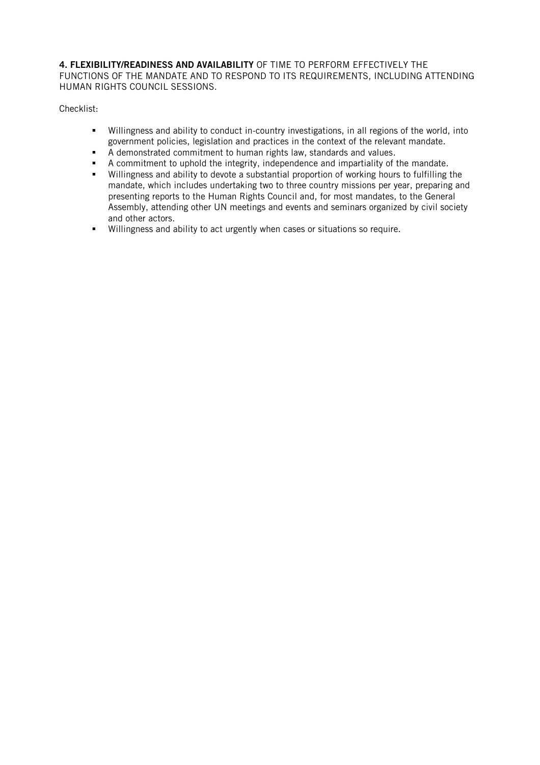**4. FLEXIBILITY/READINESS AND AVAILABILITY** OF TIME TO PERFORM EFFECTIVELY THE FUNCTIONS OF THE MANDATE AND TO RESPOND TO ITS REQUIREMENTS, INCLUDING ATTENDING HUMAN RIGHTS COUNCIL SESSIONS.

Checklist:

- Willingness and ability to conduct in-country investigations, in all regions of the world, into government policies, legislation and practices in the context of the relevant mandate.
- A demonstrated commitment to human rights law, standards and values.
- A commitment to uphold the integrity, independence and impartiality of the mandate.
- Willingness and ability to devote a substantial proportion of working hours to fulfilling the mandate, which includes undertaking two to three country missions per year, preparing and presenting reports to the Human Rights Council and, for most mandates, to the General Assembly, attending other UN meetings and events and seminars organized by civil society and other actors.
- Willingness and ability to act urgently when cases or situations so require.